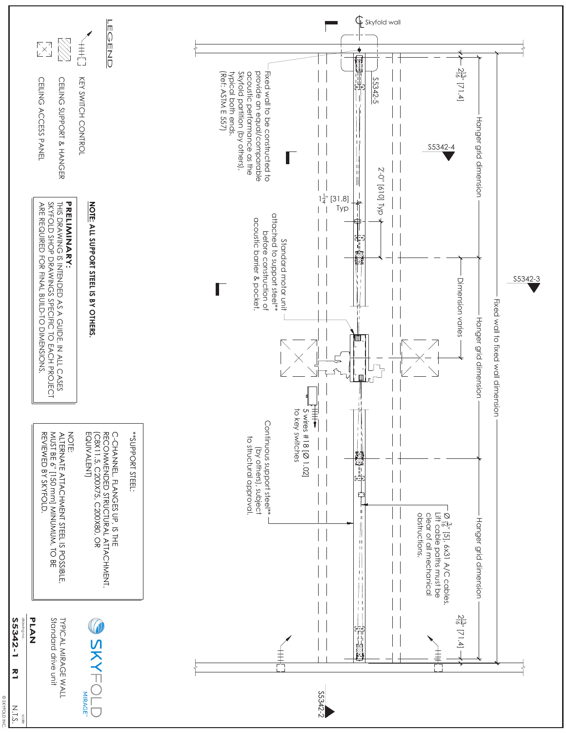## LEGEND

- KEY SWITCH CONTROL
- CEILING SUPPORT & HANGER
- CEILING ACCESS PANEL

**NOTE: ALL SUPPORT STEEL IS BY OTHERS.**

**PRELIMINARY:**
THIS DRAWING IS INTENDED AS A GUIDE. IN ALL CASES SKYFOLD SHOP DRAWINGS SPECIFIC TO EACH PROJECT ARE REQUIRED FOR FINAL BUILD-TO DIMENSIONS.

**SUPPORT STEEL:
C-CHANNEL, FLANGES UP, IS THE RECOMMENDED STRUCTURAL ATTACHMENT. (C8X11.5, C200X75, C200X80, OR EQUIVALENT)

NOTE:
ALTERNATE ATTACHMENT STEEL IS POSSIBLE. MUST BE 6" [150 mm] MINUMUM, TO BE REVIEWED BY SKYFOLD.

---

℄ Skyfold wall

Fixed wall to be constructed to provide an equal/comparable acoustic performance as the Skyfold partition (by others), typical both ends. (Ref: ASTM E 557)

S5342-5

S5342-4

S5342-3

S5342-2

$2\frac{13}{16}$" [71.4]

Hanger grid dimension

Fixed wall to fixed wall dimension

Dimension varies

2'-0" [610] Typ

$1\frac{1}{4}$" [31.8] Typ

Standard motor unit attached to support steel** before construction of acoustic barrier & pocket.

5 wires #18 [Ø 1.02] to key switches

Continuous support steel** (by others), subject to structural approval.

Ø $\frac{3}{16}$" [5], 6x31 A/C cables. Lift cable paths must be clear of all mechanical obstructions.

---

SKYFOLD MIRAGE®

TYPICAL MIRAGE WALL
Standard drive unit

**PLAN**

drawing no. **S5342-1 R1**

scale N.T.S.

© SKYFOLD INC.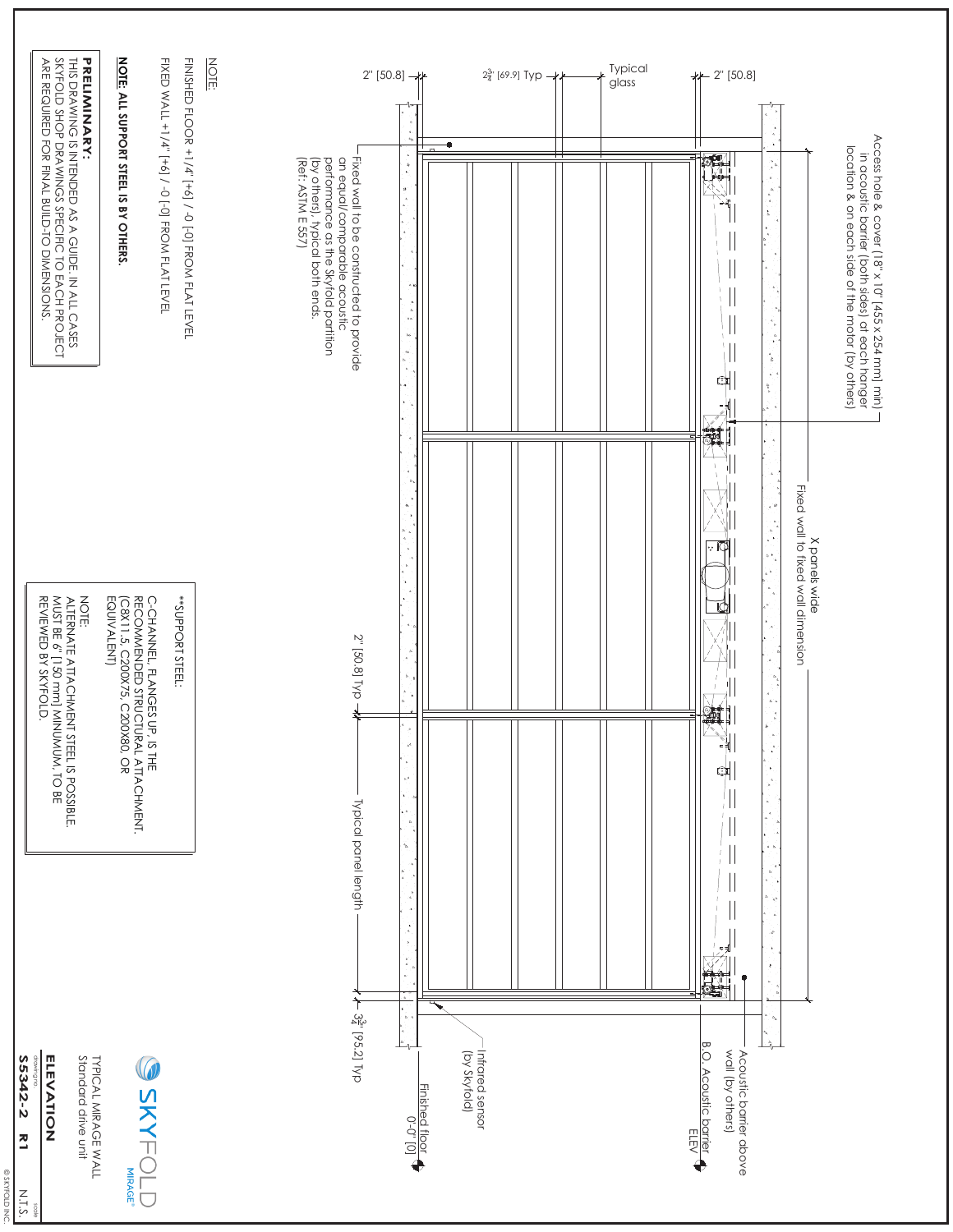NOTE:

FINISHED FLOOR +1/4" [+6] / -0 [-0] FROM FLAT LEVEL

FIXED WALL +1/4" [+6] / -0 [-0] FROM FLAT LEVEL

**NOTE: ALL SUPPORT STEEL IS BY OTHERS.**

**PRELIMINARY:**
THIS DRAWING IS INTENDED AS A GUIDE. IN ALL CASES SKYFOLD SHOP DRAWINGS SPECIFIC TO EACH PROJECT ARE REQUIRED FOR FINAL BUILD-TO DIMENSIONS.

\*\*SUPPORT STEEL:

C-CHANNEL, FLANGES UP, IS THE RECOMMENDED STRUCTURAL ATTACHMENT. (C8X11.5, C200X75, C200X80, OR EQUIVALENT)

NOTE:
ALTERNATE ATTACHMENT STEEL IS POSSIBLE. MUST BE 6" [150 mm] MINUMUM, TO BE REVIEWED BY SKYFOLD.

Access hole & cover (18" x 10" [455 x 254 mm] min) in acoustic barrier (both sides) at each hanger location & on each side of the motor (by others)

Fixed wall to fixed wall dimension

X panels wide

2" [50.8]

$2\frac{3}{4}$" [69.9] Typ

Typical glass

2" [50.8]

Fixed wall to be constructed to provide an equal/comparable acoustic performance as the Skyfold partition (by others), typical both ends. (Ref: ASTM E 557)

2" [50.8] Typ

Typical panel length

$3\frac{3}{4}$" [95.2] Typ

Acoustic barrier above wall (by others)

B.O. Acoustic barrier ELEV

Infrared sensor (by Skyfold)

Finished floor 0'-0" [0]

SKYFOLD MIRAGE®

TYPICAL MIRAGE WALL
Standard drive unit

**ELEVATION**

DRAWING NO. **S5342-2** **R1**

SCALE N.T.S.

© SKYFOLD INC.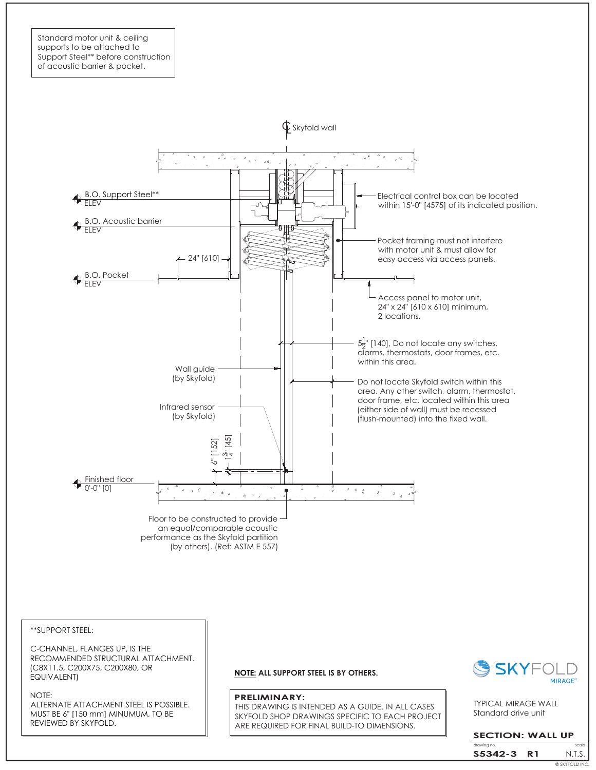Standard motor unit & ceiling supports to be attached to Support Steel** before construction of acoustic barrier & pocket.

℄ Skyfold wall

B.O. Support Steel**
ELEV

B.O. Acoustic barrier
ELEV

B.O. Pocket
ELEV

Finished floor
0'-0" [0]

Electrical control box can be located within 15'-0" [4575] of its indicated position.

Pocket framing must not interfere with motor unit & must allow for easy access via access panels.

24" [610]

Access panel to motor unit, 24" x 24" [610 x 610] minimum, 2 locations.

5½" [140], Do not locate any switches, alarms, thermostats, door frames, etc. within this area.

Wall guide (by Skyfold)

Do not locate Skyfold switch within this area. Any other switch, alarm, thermostat, door frame, etc. located within this area (either side of wall) must be recessed (flush-mounted) into the fixed wall.

Infrared sensor (by Skyfold)

6" [152]

1¾" [45]

Floor to be constructed to provide an equal/comparable acoustic performance as the Skyfold partition (by others). (Ref: ASTM E 557)

**SUPPORT STEEL:

C-CHANNEL, FLANGES UP, IS THE RECOMMENDED STRUCTURAL ATTACHMENT. (C8X11.5, C200X75, C200X80, OR EQUIVALENT)

NOTE:
ALTERNATE ATTACHMENT STEEL IS POSSIBLE. MUST BE 6" [150 mm] MINUMUM, TO BE REVIEWED BY SKYFOLD.

**NOTE: ALL SUPPORT STEEL IS BY OTHERS.**

**PRELIMINARY:**
THIS DRAWING IS INTENDED AS A GUIDE. IN ALL CASES SKYFOLD SHOP DRAWINGS SPECIFIC TO EACH PROJECT ARE REQUIRED FOR FINAL BUILD-TO DIMENSIONS.

SKYFOLD MIRAGE®

TYPICAL MIRAGE WALL
Standard drive unit

**SECTION: WALL UP**

drawing no. **S5342-3 R1**    scale N.T.S.

© SKYFOLD INC.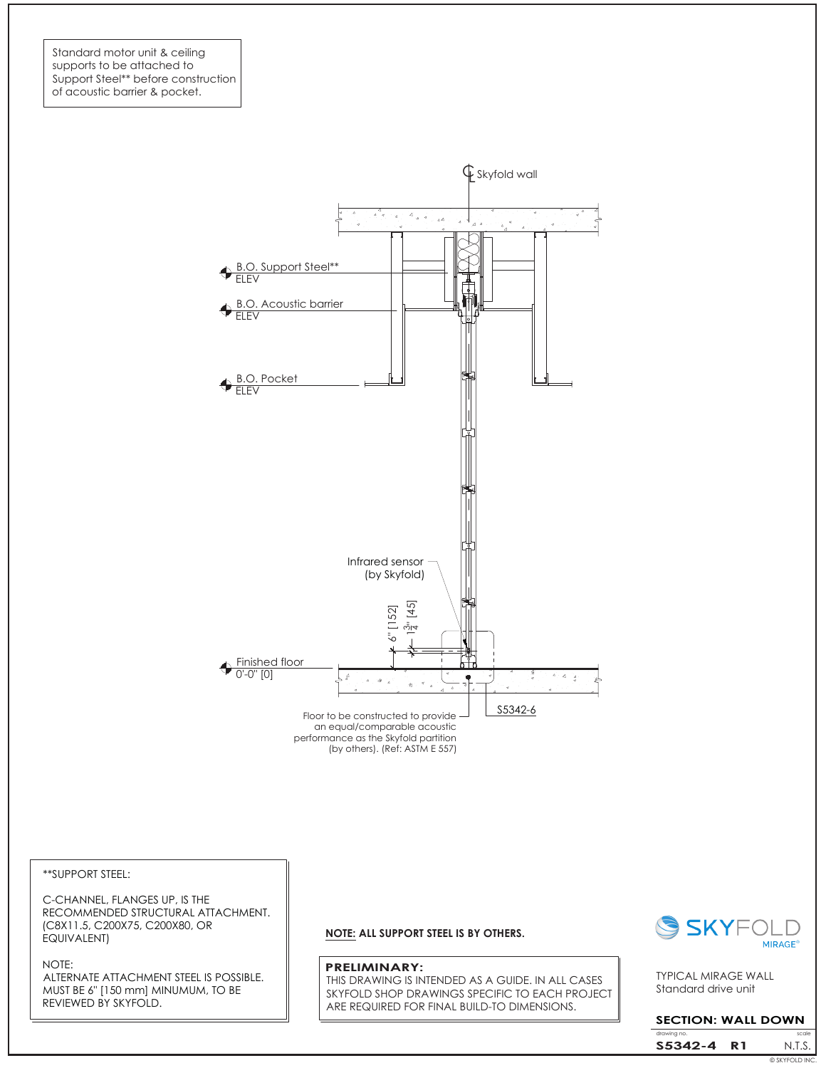Standard motor unit & ceiling supports to be attached to Support Steel** before construction of acoustic barrier & pocket.

℄ Skyfold wall

B.O. Support Steel**
ELEV

B.O. Acoustic barrier
ELEV

B.O. Pocket
ELEV

Infrared sensor
(by Skyfold)

6" [152]

$1\frac{3}{4}$" [45]

Finished floor
0'-0" [0]

Floor to be constructed to provide an equal/comparable acoustic performance as the Skyfold partition (by others). (Ref: ASTM E 557)

S5342-6

**SUPPORT STEEL:

C-CHANNEL, FLANGES UP, IS THE RECOMMENDED STRUCTURAL ATTACHMENT. (C8X11.5, C200X75, C200X80, OR EQUIVALENT)

NOTE:
ALTERNATE ATTACHMENT STEEL IS POSSIBLE. MUST BE 6" [150 mm] MINUMUM, TO BE REVIEWED BY SKYFOLD.

**NOTE: ALL SUPPORT STEEL IS BY OTHERS.**

**PRELIMINARY:**
THIS DRAWING IS INTENDED AS A GUIDE. IN ALL CASES SKYFOLD SHOP DRAWINGS SPECIFIC TO EACH PROJECT ARE REQUIRED FOR FINAL BUILD-TO DIMENSIONS.

SKYFOLD MIRAGE®

TYPICAL MIRAGE WALL
Standard drive unit

**SECTION: WALL DOWN**

| drawing no. | | scale |
|---|---|---|
| **S5342-4** | **R1** | N.T.S. |

© SKYFOLD INC.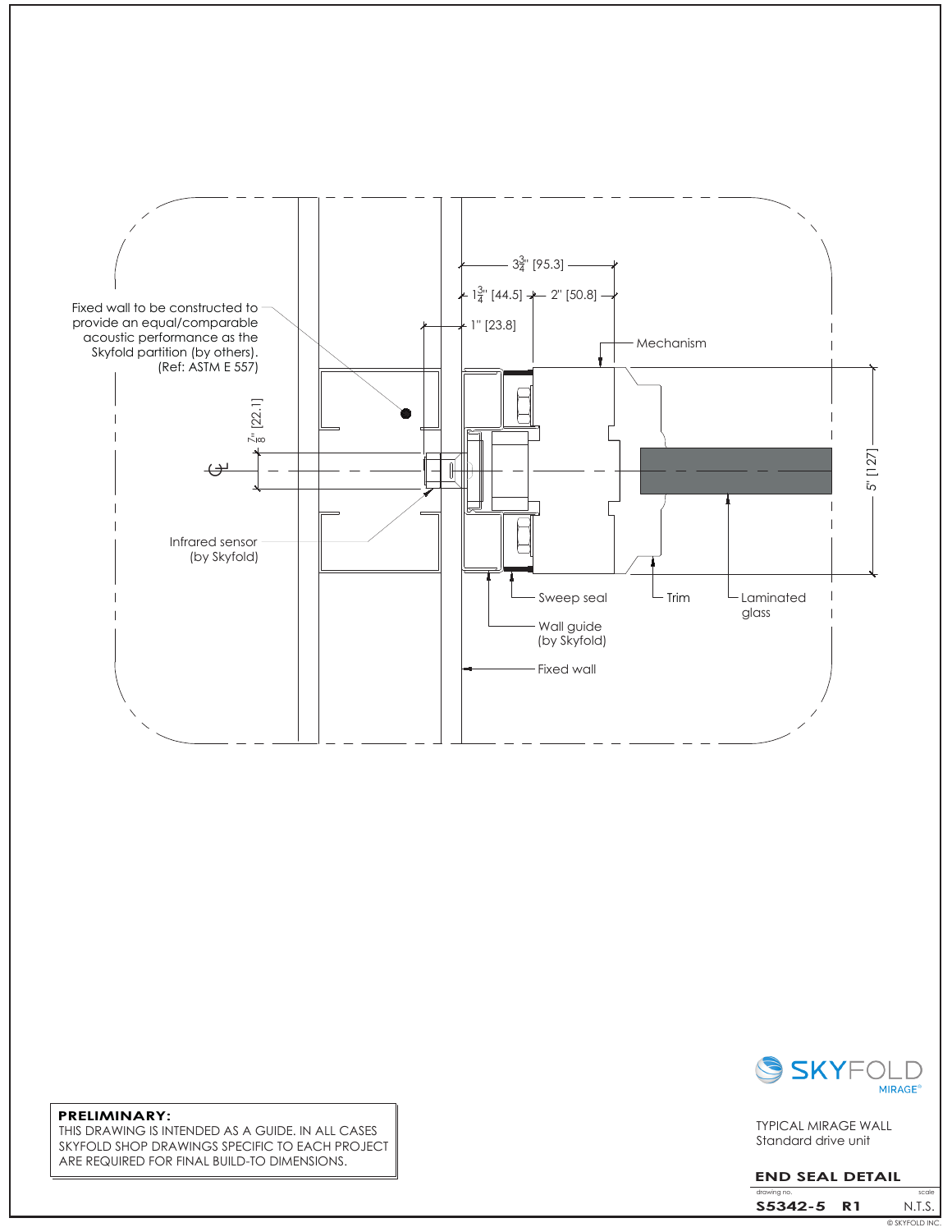Fixed wall to be constructed to provide an equal/comparable acoustic performance as the Skyfold partition (by others). (Ref: ASTM E 557)

$3\frac{3}{4}$" [95.3]

$1\frac{3}{4}$" [44.5]

2" [50.8]

1" [23.8]

Mechanism

$\frac{7}{8}$" [22.1]

5" [127]

Infrared sensor (by Skyfold)

Sweep seal

Trim

Laminated glass

Wall guide (by Skyfold)

Fixed wall

**PRELIMINARY:**
THIS DRAWING IS INTENDED AS A GUIDE. IN ALL CASES SKYFOLD SHOP DRAWINGS SPECIFIC TO EACH PROJECT ARE REQUIRED FOR FINAL BUILD-TO DIMENSIONS.

SKYFOLD MIRAGE®

TYPICAL MIRAGE WALL
Standard drive unit

**END SEAL DETAIL**

| drawing no. | scale |
| --- | --- |
| **S5342-5 R1** | N.T.S. |

© SKYFOLD INC.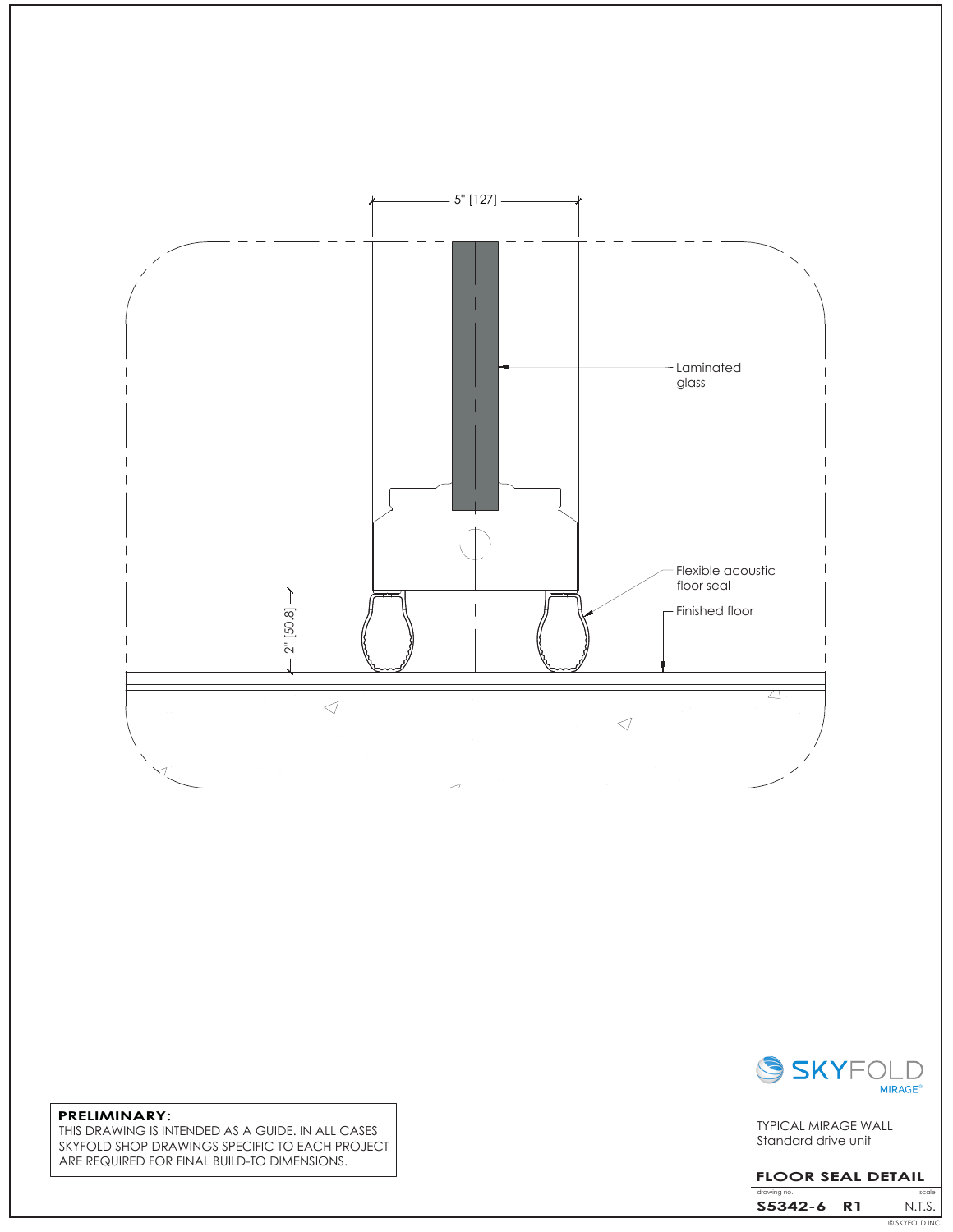5" [127]

Laminated glass

Flexible acoustic floor seal

Finished floor

2" [50.8]

**PRELIMINARY:**
THIS DRAWING IS INTENDED AS A GUIDE. IN ALL CASES SKYFOLD SHOP DRAWINGS SPECIFIC TO EACH PROJECT ARE REQUIRED FOR FINAL BUILD-TO DIMENSIONS.

SKYFOLD
MIRAGE®

TYPICAL MIRAGE WALL
Standard drive unit

**FLOOR SEAL DETAIL**

drawing no. **S5342-6** **R1**

scale N.T.S.

© SKYFOLD INC.